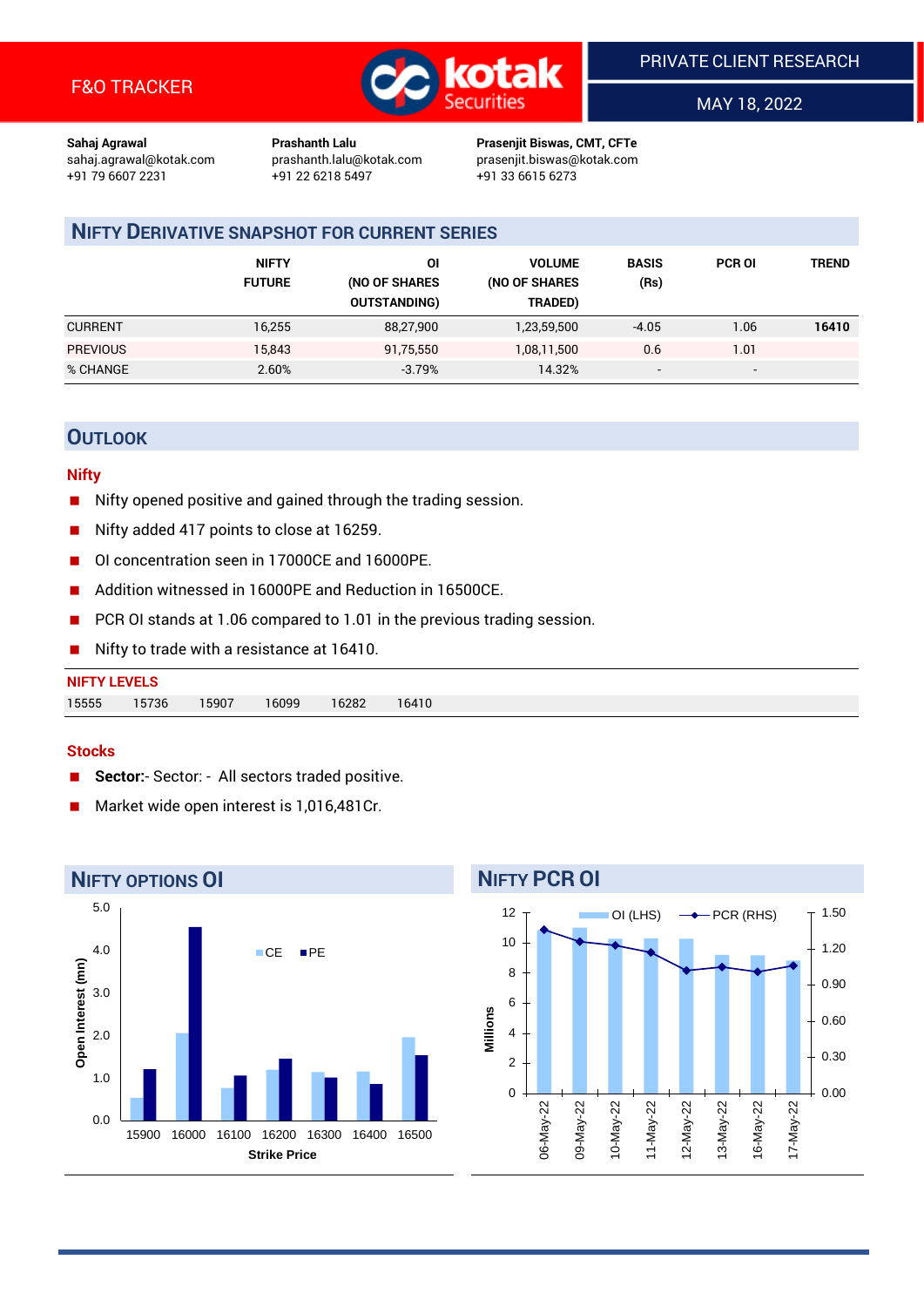F&O TRACKER

PRIVATE CLIENT RESEARCH

MAY 18, 2022

**Sahaj Agrawal**
sahaj.agrawal@kotak.com
+91 79 6607 2231

**Prashanth Lalu**
prashanth.lalu@kotak.com
+91 22 6218 5497

**Prasenjit Biswas, CMT, CFTe**
prasenjit.biswas@kotak.com
+91 33 6615 6273

## NIFTY DERIVATIVE SNAPSHOT FOR CURRENT SERIES

| | NIFTY FUTURE | OI (NO OF SHARES OUTSTANDING) | VOLUME (NO OF SHARES TRADED) | BASIS (Rs) | PCR OI | TREND |
|---|---|---|---|---|---|---|
| CURRENT | 16,255 | 88,27,900 | 1,23,59,500 | -4.05 | 1.06 | **16410** |
| PREVIOUS | 15,843 | 91,75,550 | 1,08,11,500 | 0.6 | 1.01 | |
| % CHANGE | 2.60% | -3.79% | 14.32% | - | - | |

## OUTLOOK

### Nifty

- Nifty opened positive and gained through the trading session.
- Nifty added 417 points to close at 16259.
- OI concentration seen in 17000CE and 16000PE.
- Addition witnessed in 16000PE and Reduction in 16500CE.
- PCR OI stands at 1.06 compared to 1.01 in the previous trading session.
- Nifty to trade with a resistance at 16410.

**NIFTY LEVELS**

| 15555 | 15736 | 15907 | 16099 | 16282 | 16410 |
|---|---|---|---|---|---|

### Stocks

- **Sector:**- Sector: - All sectors traded positive.
- Market wide open interest is 1,016,481Cr.

## NIFTY OPTIONS OI

## NIFTY PCR OI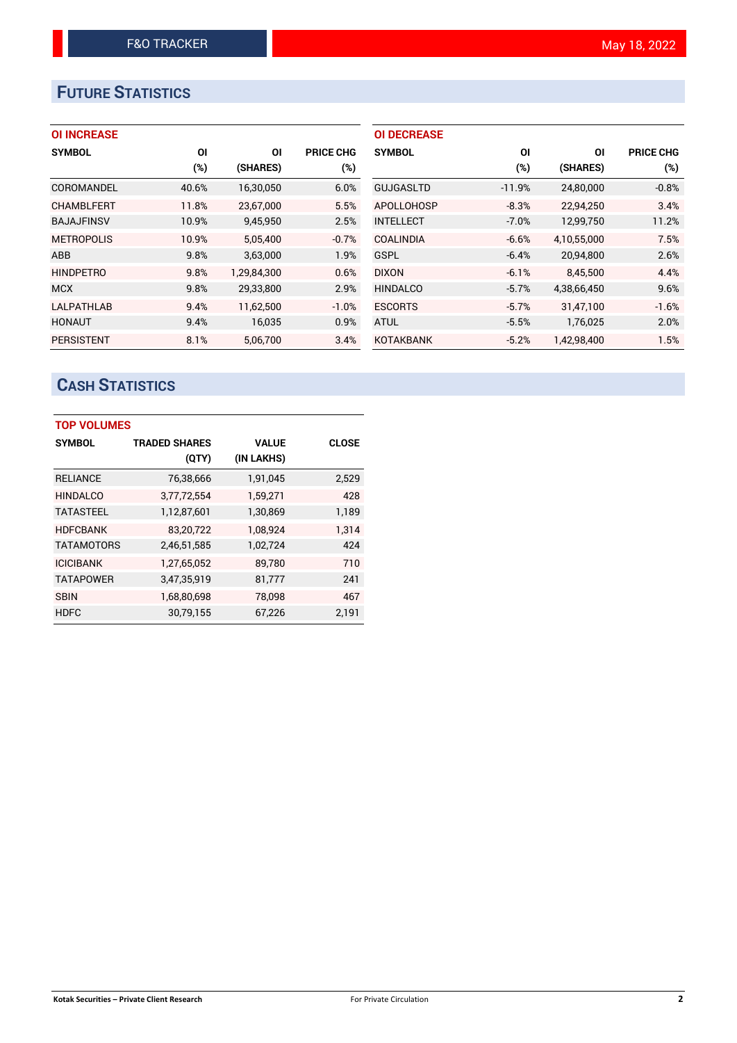# FUTURE STATISTICS

### OI INCREASE

| SYMBOL | OI (%) | OI (SHARES) | PRICE CHG (%) |
|---|---|---|---|
| COROMANDEL | 40.6% | 16,30,050 | 6.0% |
| CHAMBLFERT | 11.8% | 23,67,000 | 5.5% |
| BAJAJFINSV | 10.9% | 9,45,950 | 2.5% |
| METROPOLIS | 10.9% | 5,05,400 | -0.7% |
| ABB | 9.8% | 3,63,000 | 1.9% |
| HINDPETRO | 9.8% | 1,29,84,300 | 0.6% |
| MCX | 9.8% | 29,33,800 | 2.9% |
| LALPATHLAB | 9.4% | 11,62,500 | -1.0% |
| HONAUT | 9.4% | 16,035 | 0.9% |
| PERSISTENT | 8.1% | 5,06,700 | 3.4% |

### OI DECREASE

| SYMBOL | OI (%) | OI (SHARES) | PRICE CHG (%) |
|---|---|---|---|
| GUJGASLTD | -11.9% | 24,80,000 | -0.8% |
| APOLLOHOSP | -8.3% | 22,94,250 | 3.4% |
| INTELLECT | -7.0% | 12,99,750 | 11.2% |
| COALINDIA | -6.6% | 4,10,55,000 | 7.5% |
| GSPL | -6.4% | 20,94,800 | 2.6% |
| DIXON | -6.1% | 8,45,500 | 4.4% |
| HINDALCO | -5.7% | 4,38,66,450 | 9.6% |
| ESCORTS | -5.7% | 31,47,100 | -1.6% |
| ATUL | -5.5% | 1,76,025 | 2.0% |
| KOTAKBANK | -5.2% | 1,42,98,400 | 1.5% |

# CASH STATISTICS

### TOP VOLUMES

| SYMBOL | TRADED SHARES (QTY) | VALUE (IN LAKHS) | CLOSE |
|---|---|---|---|
| RELIANCE | 76,38,666 | 1,91,045 | 2,529 |
| HINDALCO | 3,77,72,554 | 1,59,271 | 428 |
| TATASTEEL | 1,12,87,601 | 1,30,869 | 1,189 |
| HDFCBANK | 83,20,722 | 1,08,924 | 1,314 |
| TATAMOTORS | 2,46,51,585 | 1,02,724 | 424 |
| ICICIBANK | 1,27,65,052 | 89,780 | 710 |
| TATAPOWER | 3,47,35,919 | 81,777 | 241 |
| SBIN | 1,68,80,698 | 78,098 | 467 |
| HDFC | 30,79,155 | 67,226 | 2,191 |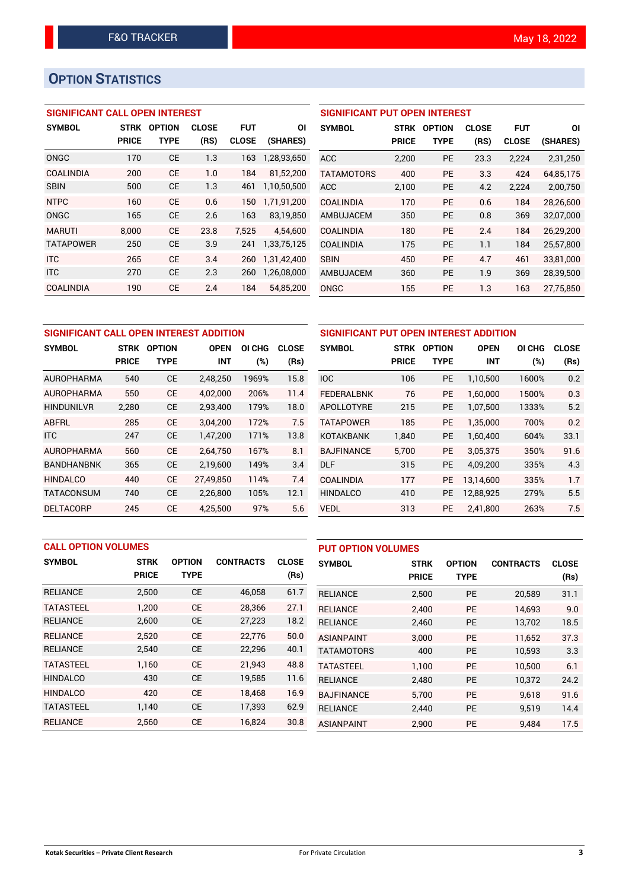# Option Statistics

### SIGNIFICANT CALL OPEN INTEREST

| SYMBOL | STRK PRICE | OPTION TYPE | CLOSE (RS) | FUT CLOSE | OI (SHARES) |
|---|---|---|---|---|---|
| ONGC | 170 | CE | 1.3 | 163 | 1,28,93,650 |
| COALINDIA | 200 | CE | 1.0 | 184 | 81,52,200 |
| SBIN | 500 | CE | 1.3 | 461 | 1,10,50,500 |
| NTPC | 160 | CE | 0.6 | 150 | 1,71,91,200 |
| ONGC | 165 | CE | 2.6 | 163 | 83,19,850 |
| MARUTI | 8,000 | CE | 23.8 | 7,525 | 4,54,600 |
| TATAPOWER | 250 | CE | 3.9 | 241 | 1,33,75,125 |
| ITC | 265 | CE | 3.4 | 260 | 1,31,42,400 |
| ITC | 270 | CE | 2.3 | 260 | 1,26,08,000 |
| COALINDIA | 190 | CE | 2.4 | 184 | 54,85,200 |

### SIGNIFICANT PUT OPEN INTEREST

| SYMBOL | STRK PRICE | OPTION TYPE | CLOSE (RS) | FUT CLOSE | OI (SHARES) |
|---|---|---|---|---|---|
| ACC | 2,200 | PE | 23.3 | 2,224 | 2,31,250 |
| TATAMOTORS | 400 | PE | 3.3 | 424 | 64,85,175 |
| ACC | 2,100 | PE | 4.2 | 2,224 | 2,00,750 |
| COALINDIA | 170 | PE | 0.6 | 184 | 28,26,600 |
| AMBUJACEM | 350 | PE | 0.8 | 369 | 32,07,000 |
| COALINDIA | 180 | PE | 2.4 | 184 | 26,29,200 |
| COALINDIA | 175 | PE | 1.1 | 184 | 25,57,800 |
| SBIN | 450 | PE | 4.7 | 461 | 33,81,000 |
| AMBUJACEM | 360 | PE | 1.9 | 369 | 28,39,500 |
| ONGC | 155 | PE | 1.3 | 163 | 27,75,850 |

### SIGNIFICANT CALL OPEN INTEREST ADDITION

| SYMBOL | STRK PRICE | OPTION TYPE | OPEN INT | OI CHG (%) | CLOSE (Rs) |
|---|---|---|---|---|---|
| AUROPHARMA | 540 | CE | 2,48,250 | 1969% | 15.8 |
| AUROPHARMA | 550 | CE | 4,02,000 | 206% | 11.4 |
| HINDUNILVR | 2,280 | CE | 2,93,400 | 179% | 18.0 |
| ABFRL | 285 | CE | 3,04,200 | 172% | 7.5 |
| ITC | 247 | CE | 1,47,200 | 171% | 13.8 |
| AUROPHARMA | 560 | CE | 2,64,750 | 167% | 8.1 |
| BANDHANBNK | 365 | CE | 2,19,600 | 149% | 3.4 |
| HINDALCO | 440 | CE | 27,49,850 | 114% | 7.4 |
| TATACONSUM | 740 | CE | 2,26,800 | 105% | 12.1 |
| DELTACORP | 245 | CE | 4,25,500 | 97% | 5.6 |

### SIGNIFICANT PUT OPEN INTEREST ADDITION

| SYMBOL | STRK PRICE | OPTION TYPE | OPEN INT | OI CHG (%) | CLOSE (Rs) |
|---|---|---|---|---|---|
| IOC | 106 | PE | 1,10,500 | 1600% | 0.2 |
| FEDERALBNK | 76 | PE | 1,60,000 | 1500% | 0.3 |
| APOLLOTYRE | 215 | PE | 1,07,500 | 1333% | 5.2 |
| TATAPOWER | 185 | PE | 1,35,000 | 700% | 0.2 |
| KOTAKBANK | 1,840 | PE | 1,60,400 | 604% | 33.1 |
| BAJFINANCE | 5,700 | PE | 3,05,375 | 350% | 91.6 |
| DLF | 315 | PE | 4,09,200 | 335% | 4.3 |
| COALINDIA | 177 | PE | 13,14,600 | 335% | 1.7 |
| HINDALCO | 410 | PE | 12,88,925 | 279% | 5.5 |
| VEDL | 313 | PE | 2,41,800 | 263% | 7.5 |

### CALL OPTION VOLUMES

| SYMBOL | STRK PRICE | OPTION TYPE | CONTRACTS | CLOSE (Rs) |
|---|---|---|---|---|
| RELIANCE | 2,500 | CE | 46,058 | 61.7 |
| TATASTEEL | 1,200 | CE | 28,366 | 27.1 |
| RELIANCE | 2,600 | CE | 27,223 | 18.2 |
| RELIANCE | 2,520 | CE | 22,776 | 50.0 |
| RELIANCE | 2,540 | CE | 22,296 | 40.1 |
| TATASTEEL | 1,160 | CE | 21,943 | 48.8 |
| HINDALCO | 430 | CE | 19,585 | 11.6 |
| HINDALCO | 420 | CE | 18,468 | 16.9 |
| TATASTEEL | 1,140 | CE | 17,393 | 62.9 |
| RELIANCE | 2,560 | CE | 16,824 | 30.8 |

### PUT OPTION VOLUMES

| SYMBOL | STRK PRICE | OPTION TYPE | CONTRACTS | CLOSE (Rs) |
|---|---|---|---|---|
| RELIANCE | 2,500 | PE | 20,589 | 31.1 |
| RELIANCE | 2,400 | PE | 14,693 | 9.0 |
| RELIANCE | 2,460 | PE | 13,702 | 18.5 |
| ASIANPAINT | 3,000 | PE | 11,652 | 37.3 |
| TATAMOTORS | 400 | PE | 10,593 | 3.3 |
| TATASTEEL | 1,100 | PE | 10,500 | 6.1 |
| RELIANCE | 2,480 | PE | 10,372 | 24.2 |
| BAJFINANCE | 5,700 | PE | 9,618 | 91.6 |
| RELIANCE | 2,440 | PE | 9,519 | 14.4 |
| ASIANPAINT | 2,900 | PE | 9,484 | 17.5 |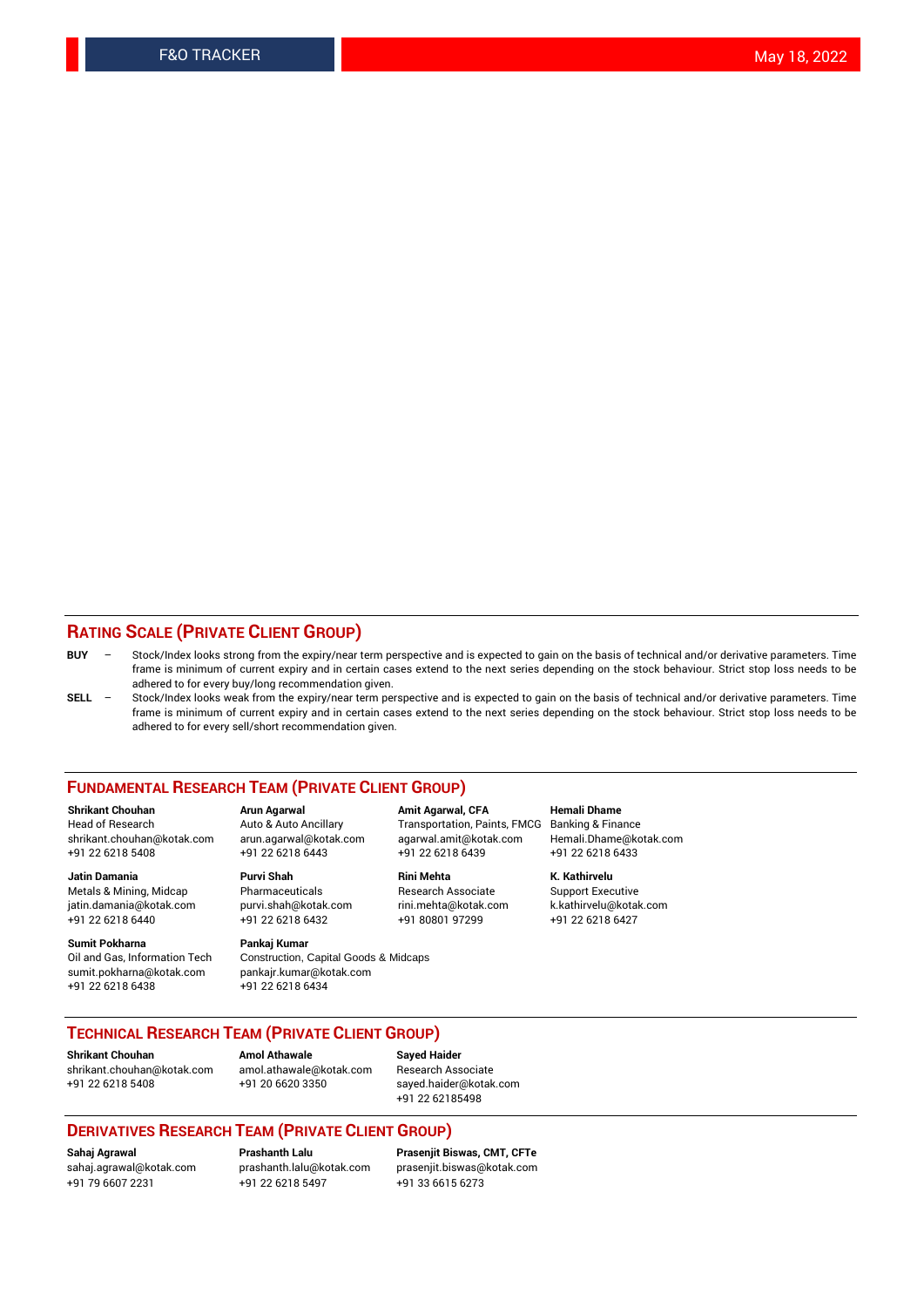## RATING SCALE (PRIVATE CLIENT GROUP)

**BUY** – Stock/Index looks strong from the expiry/near term perspective and is expected to gain on the basis of technical and/or derivative parameters. Time frame is minimum of current expiry and in certain cases extend to the next series depending on the stock behaviour. Strict stop loss needs to be adhered to for every buy/long recommendation given.

**SELL** – Stock/Index looks weak from the expiry/near term perspective and is expected to gain on the basis of technical and/or derivative parameters. Time frame is minimum of current expiry and in certain cases extend to the next series depending on the stock behaviour. Strict stop loss needs to be adhered to for every sell/short recommendation given.

## FUNDAMENTAL RESEARCH TEAM (PRIVATE CLIENT GROUP)

**Shrikant Chouhan**
Head of Research
shrikant.chouhan@kotak.com
+91 22 6218 5408

**Arun Agarwal**
Auto & Auto Ancillary
arun.agarwal@kotak.com
+91 22 6218 6443

**Amit Agarwal, CFA**
Transportation, Paints, FMCG
agarwal.amit@kotak.com
+91 22 6218 6439

**Hemali Dhame**
Banking & Finance
Hemali.Dhame@kotak.com
+91 22 6218 6433

**Jatin Damania**
Metals & Mining, Midcap
jatin.damania@kotak.com
+91 22 6218 6440

**Purvi Shah**
Pharmaceuticals
purvi.shah@kotak.com
+91 22 6218 6432

**Rini Mehta**
Research Associate
rini.mehta@kotak.com
+91 80801 97299

**K. Kathirvelu**
Support Executive
k.kathirvelu@kotak.com
+91 22 6218 6427

**Sumit Pokharna**
Oil and Gas, Information Tech
sumit.pokharna@kotak.com
+91 22 6218 6438

**Pankaj Kumar**
Construction, Capital Goods & Midcaps
pankajr.kumar@kotak.com
+91 22 6218 6434

## TECHNICAL RESEARCH TEAM (PRIVATE CLIENT GROUP)

**Shrikant Chouhan**
shrikant.chouhan@kotak.com
+91 22 6218 5408

**Amol Athawale**
amol.athawale@kotak.com
+91 20 6620 3350

**Sayed Haider**
Research Associate
sayed.haider@kotak.com
+91 22 62185498

## DERIVATIVES RESEARCH TEAM (PRIVATE CLIENT GROUP)

**Sahaj Agrawal**
sahaj.agrawal@kotak.com
+91 79 6607 2231

**Prashanth Lalu**
prashanth.lalu@kotak.com
+91 22 6218 5497

**Prasenjit Biswas, CMT, CFTe**
prasenjit.biswas@kotak.com
+91 33 6615 6273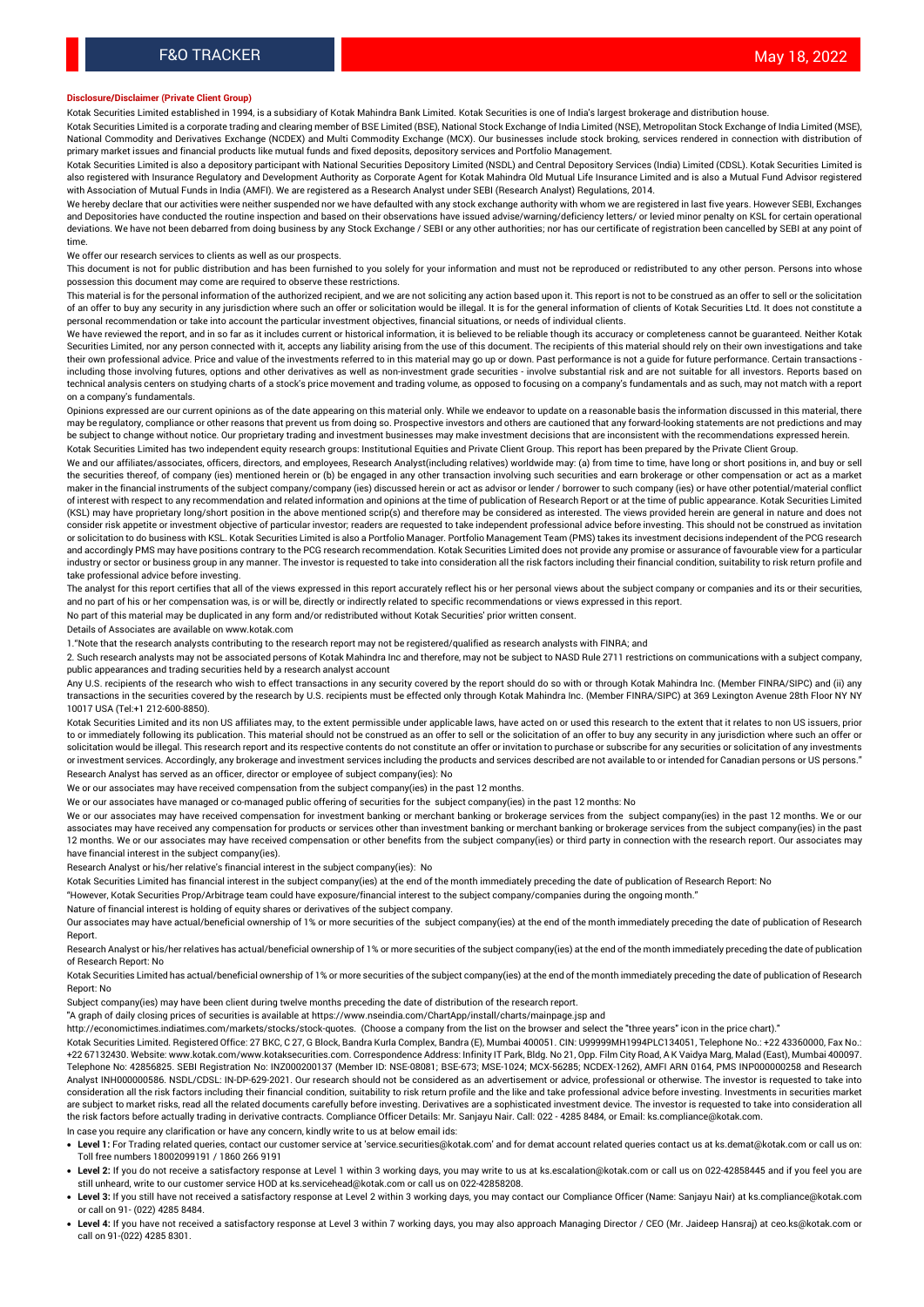**Disclosure/Disclaimer (Private Client Group)**

Kotak Securities Limited established in 1994, is a subsidiary of Kotak Mahindra Bank Limited. Kotak Securities is one of India's largest brokerage and distribution house.

Kotak Securities Limited is a corporate trading and clearing member of BSE Limited (BSE), National Stock Exchange of India Limited (NSE), Metropolitan Stock Exchange of India Limited (MSE), National Commodity and Derivatives Exchange (NCDEX) and Multi Commodity Exchange (MCX). Our businesses include stock broking, services rendered in connection with distribution of primary market issues and financial products like mutual funds and fixed deposits, depository services and Portfolio Management.

Kotak Securities Limited is also a depository participant with National Securities Depository Limited (NSDL) and Central Depository Services (India) Limited (CDSL). Kotak Securities Limited is also registered with Insurance Regulatory and Development Authority as Corporate Agent for Kotak Mahindra Old Mutual Life Insurance Limited and is also a Mutual Fund Advisor registered with Association of Mutual Funds in India (AMFI). We are registered as a Research Analyst under SEBI (Research Analyst) Regulations, 2014.

We hereby declare that our activities were neither suspended nor we have defaulted with any stock exchange authority with whom we are registered in last five years. However SEBI, Exchanges and Depositories have conducted the routine inspection and based on their observations have issued advise/warning/deficiency letters/ or levied minor penalty on KSL for certain operational deviations. We have not been debarred from doing business by any Stock Exchange / SEBI or any other authorities; nor has our certificate of registration been cancelled by SEBI at any point of time.

We offer our research services to clients as well as our prospects.

This document is not for public distribution and has been furnished to you solely for your information and must not be reproduced or redistributed to any other person. Persons into whose possession this document may come are required to observe these restrictions.

This material is for the personal information of the authorized recipient, and we are not soliciting any action based upon it. This report is not to be construed as an offer to sell or the solicitation of an offer to buy any security in any jurisdiction where such an offer or solicitation would be illegal. It is for the general information of clients of Kotak Securities Ltd. It does not constitute a personal recommendation or take into account the particular investment objectives, financial situations, or needs of individual clients.

We have reviewed the report, and in so far as it includes current or historical information, it is believed to be reliable though its accuracy or completeness cannot be guaranteed. Neither Kotak Securities Limited, nor any person connected with it, accepts any liability arising from the use of this document. The recipients of this material should rely on their own investigations and take their own professional advice. Price and value of the investments referred to in this material may go up or down. Past performance is not a guide for future performance. Certain transactions - including those involving futures, options and other derivatives as well as non-investment grade securities - involve substantial risk and are not suitable for all investors. Reports based on technical analysis centers on studying charts of a stock's price movement and trading volume, as opposed to focusing on a company's fundamentals and as such, may not match with a report on a company's fundamentals.

Opinions expressed are our current opinions as of the date appearing on this material only. While we endeavor to update on a reasonable basis the information discussed in this material, there may be regulatory, compliance or other reasons that prevent us from doing so. Prospective investors and others are cautioned that any forward-looking statements are not predictions and may be subject to change without notice. Our proprietary trading and investment businesses may make investment decisions that are inconsistent with the recommendations expressed herein.

Kotak Securities Limited has two independent equity research groups: Institutional Equities and Private Client Group. This report has been prepared by the Private Client Group.

We and our affiliates/associates, officers, directors, and employees, Research Analyst(including relatives) worldwide may: (a) from time to time, have long or short positions in, and buy or sell the securities thereof, of company (ies) mentioned herein or (b) be engaged in any other transaction involving such securities and earn brokerage or other compensation or act as a market maker in the financial instruments of the subject company/company (ies) discussed herein or act as advisor or lender / borrower to such company (ies) or have other potential/material conflict of interest with respect to any recommendation and related information and opinions at the time of publication of Research Report or at the time of public appearance. Kotak Securities Limited (KSL) may have proprietary long/short position in the above mentioned scrip(s) and therefore may be considered as interested. The views provided herein are general in nature and does not consider risk appetite or investment objective of particular investor; readers are requested to take independent professional advice before investing. This should not be construed as invitation or solicitation to do business with KSL. Kotak Securities Limited is also a Portfolio Manager. Portfolio Management Team (PMS) takes its investment decisions independent of the PCG research and accordingly PMS may have positions contrary to the PCG research recommendation. Kotak Securities Limited does not provide any promise or assurance of favourable view for a particular industry or sector or business group in any manner. The investor is requested to take into consideration all the risk factors including their financial condition, suitability to risk return profile and take professional advice before investing.

The analyst for this report certifies that all of the views expressed in this report accurately reflect his or her personal views about the subject company or companies and its or their securities, and no part of his or her compensation was, is or will be, directly or indirectly related to specific recommendations or views expressed in this report.

No part of this material may be duplicated in any form and/or redistributed without Kotak Securities' prior written consent.

Details of Associates are available on www.kotak.com

1."Note that the research analysts contributing to the research report may not be registered/qualified as research analysts with FINRA; and

2. Such research analysts may not be associated persons of Kotak Mahindra Inc and therefore, may not be subject to NASD Rule 2711 restrictions on communications with a subject company, public appearances and trading securities held by a research analyst account

Any U.S. recipients of the research who wish to effect transactions in any security covered by the report should do so with or through Kotak Mahindra Inc. (Member FINRA/SIPC) and (ii) any transactions in the securities covered by the research by U.S. recipients must be effected only through Kotak Mahindra Inc. (Member FINRA/SIPC) at 369 Lexington Avenue 28th Floor NY NY 10017 USA (Tel:+1 212-600-8850).

Kotak Securities Limited and its non US affiliates may, to the extent permissible under applicable laws, have acted on or used this research to the extent that it relates to non US issuers, prior to or immediately following its publication. This material should not be construed as an offer to sell or the solicitation of an offer to buy any security in any jurisdiction where such an offer or solicitation would be illegal. This research report and its respective contents do not constitute an offer or invitation to purchase or subscribe for any securities or solicitation of any investments or investment services. Accordingly, any brokerage and investment services including the products and services described are not available to or intended for Canadian persons or US persons."

Research Analyst has served as an officer, director or employee of subject company(ies): No

We or our associates may have received compensation from the subject company(ies) in the past 12 months.

We or our associates have managed or co-managed public offering of securities for the subject company(ies) in the past 12 months: No

We or our associates may have received compensation for investment banking or merchant banking or brokerage services from the subject company(ies) in the past 12 months. We or our associates may have received any compensation for products or services other than investment banking or merchant banking or brokerage services from the subject company(ies) in the past 12 months. We or our associates may have received compensation or other benefits from the subject company(ies) or third party in connection with the research report. Our associates may have financial interest in the subject company(ies).

Research Analyst or his/her relative's financial interest in the subject company(ies): No

Kotak Securities Limited has financial interest in the subject company(ies) at the end of the month immediately preceding the date of publication of Research Report: No

"However, Kotak Securities Prop/Arbitrage team could have exposure/financial interest to the subject company/companies during the ongoing month."

Nature of financial interest is holding of equity shares or derivatives of the subject company.

Our associates may have actual/beneficial ownership of 1% or more securities of the subject company(ies) at the end of the month immediately preceding the date of publication of Research Report.

Research Analyst or his/her relatives has actual/beneficial ownership of 1% or more securities of the subject company(ies) at the end of the month immediately preceding the date of publication of Research Report: No

Kotak Securities Limited has actual/beneficial ownership of 1% or more securities of the subject company(ies) at the end of the month immediately preceding the date of publication of Research Report: No

Subject company(ies) may have been client during twelve months preceding the date of distribution of the research report.

"A graph of daily closing prices of securities is available at https://www.nseindia.com/ChartApp/install/charts/mainpage.jsp and

http://economictimes.indiatimes.com/markets/stocks/stock-quotes. (Choose a company from the list on the browser and select the "three years" icon in the price chart)."

Kotak Securities Limited. Registered Office: 27 BKC, C 27, G Block, Bandra Kurla Complex, Bandra (E), Mumbai 400051. CIN: U99999MH1994PLC134051, Telephone No.: +22 43360000, Fax No.: +22 67132430. Website: www.kotak.com/www.kotaksecurities.com. Correspondence Address: Infinity IT Park, Bldg. No 21, Opp. Film City Road, A K Vaidya Marg, Malad (East), Mumbai 400097. Telephone No: 42856825. SEBI Registration No: INZ000200137 (Member ID: NSE-08081; BSE-673; MSE-1024; MCX-56285; NCDEX-1262), AMFI ARN 0164, PMS INP000000258 and Research Analyst INH000000586. NSDL/CDSL: IN-DP-629-2021. Our research should not be considered as an advertisement or advice, professional or otherwise. The investor is requested to take into consideration all the risk factors including their financial condition, suitability to risk return profile and the like and take professional advice before investing. Investments in securities market are subject to market risks, read all the related documents carefully before investing. Derivatives are a sophisticated investment device. The investor is requested to take into consideration all the risk factors before actually trading in derivative contracts. Compliance Officer Details: Mr. Sanjayu Nair. Call: 022 - 4285 8484, or Email: ks.compliance@kotak.com.

In case you require any clarification or have any concern, kindly write to us at below email ids:

- **Level 1:** For Trading related queries, contact our customer service at 'service.securities@kotak.com' and for demat account related queries contact us at ks.demat@kotak.com or call us on: Toll free numbers 18002099191 / 1860 266 9191
- **Level 2:** If you do not receive a satisfactory response at Level 1 within 3 working days, you may write to us at ks.escalation@kotak.com or call us on 022-42858445 and if you feel you are still unheard, write to our customer service HOD at ks.servicehead@kotak.com or call us on 022-42858208.
- **Level 3:** If you still have not received a satisfactory response at Level 2 within 3 working days, you may contact our Compliance Officer (Name: Sanjayu Nair) at ks.compliance@kotak.com or call on 91- (022) 4285 8484.
- **Level 4:** If you have not received a satisfactory response at Level 3 within 7 working days, you may also approach Managing Director / CEO (Mr. Jaideep Hansraj) at ceo.ks@kotak.com or call on 91-(022) 4285 8301.